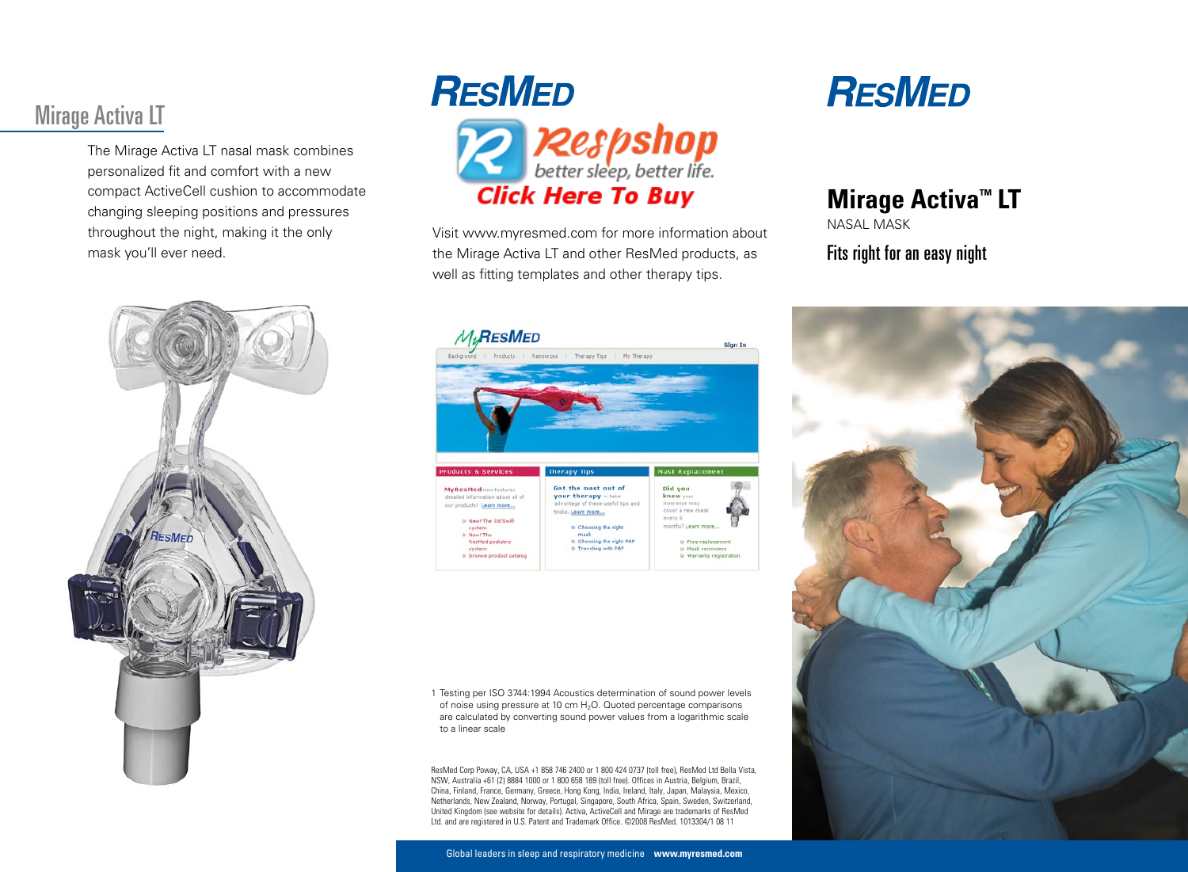## Mirage Activa LT

The Mirage Activa LT nasal mask combines personalized fit and comfort with a new compact ActiveCell cushion to accommodate changing sleeping positions and pressures throughout the night, making it the only mask you'll ever need.

RESMED

Respshop better sleep, better life.

Click Here To Buy

Visit www.myresmed.com for more information about the Mirage Activa LT and other ResMed products, as well as fitting templates and other therapy tips.

1 Testing per ISO 3744:1994 Acoustics determination of sound power levels of noise using pressure at 10 cm $H_2O$. Quoted percentage comparisons are calculated by converting sound power values from a logarithmic scale to a linear scale

ResMed Corp Poway, CA, USA +1 858 746 2400 or 1 800 424 0737 (toll free), ResMed Ltd Bella Vista, NSW, Australia +61 (2) 8884 1000 or 1 800 658 189 (toll free). Offices in Austria, Belgium, Brazil, China, Finland, France, Germany, Greece, Hong Kong, India, Ireland, Italy, Japan, Malaysia, Mexico, Netherlands, New Zealand, Norway, Portugal, Singapore, South Africa, Spain, Sweden, Switzerland, United Kingdom (see website for details). Activa, ActiveCell and Mirage are trademarks of ResMed Ltd. and are registered in U.S. Patent and Trademark Office. ©2008 ResMed. 1013304/1 08 11

Global leaders in sleep and respiratory medicine **www.myresmed.com**

RESMED

# Mirage Activa™ LT

NASAL MASK

Fits right for an easy night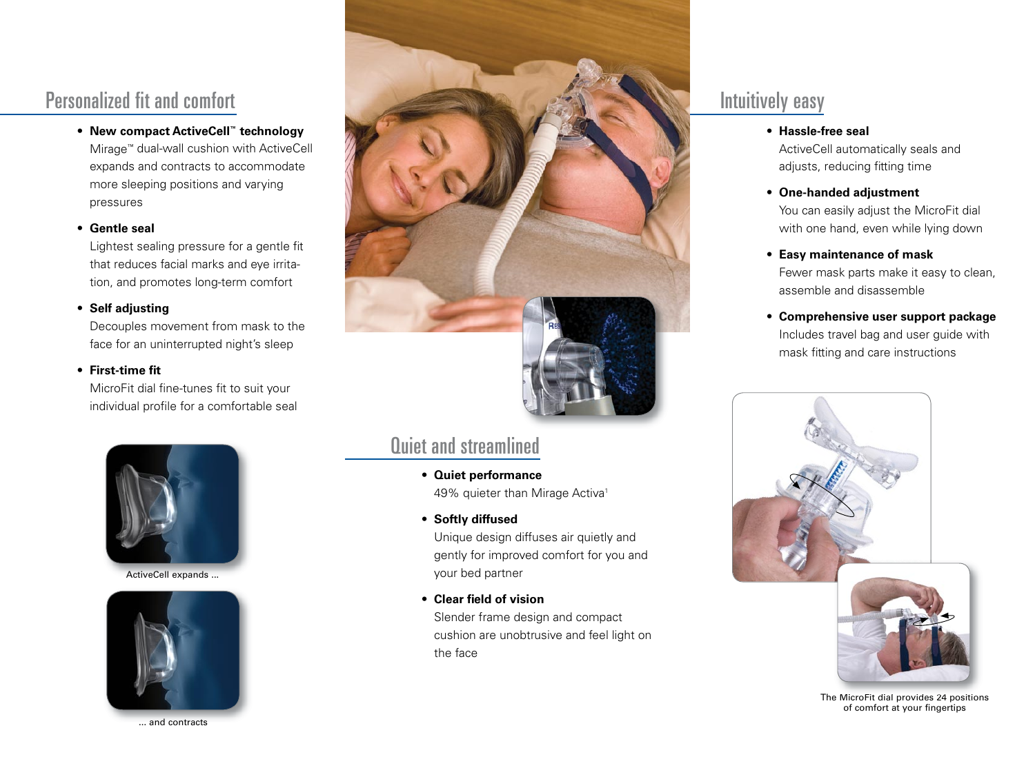## Personalized fit and comfort

- **New compact ActiveCell™ technology**
  Mirage™ dual-wall cushion with ActiveCell expands and contracts to accommodate more sleeping positions and varying pressures
- **Gentle seal**
  Lightest sealing pressure for a gentle fit that reduces facial marks and eye irritation, and promotes long-term comfort
- **Self adjusting**
  Decouples movement from mask to the face for an uninterrupted night's sleep
- **First-time fit**
  MicroFit dial fine-tunes fit to suit your individual profile for a comfortable seal

ActiveCell expands ...

... and contracts

## Quiet and streamlined

- **Quiet performance**
  49% quieter than Mirage Activa[1]
- **Softly diffused**
  Unique design diffuses air quietly and gently for improved comfort for you and your bed partner
- **Clear field of vision**
  Slender frame design and compact cushion are unobtrusive and feel light on the face

## Intuitively easy

- **Hassle-free seal**
  ActiveCell automatically seals and adjusts, reducing fitting time
- **One-handed adjustment**
  You can easily adjust the MicroFit dial with one hand, even while lying down
- **Easy maintenance of mask**
  Fewer mask parts make it easy to clean, assemble and disassemble
- **Comprehensive user support package**
  Includes travel bag and user guide with mask fitting and care instructions

The MicroFit dial provides 24 positions of comfort at your fingertips